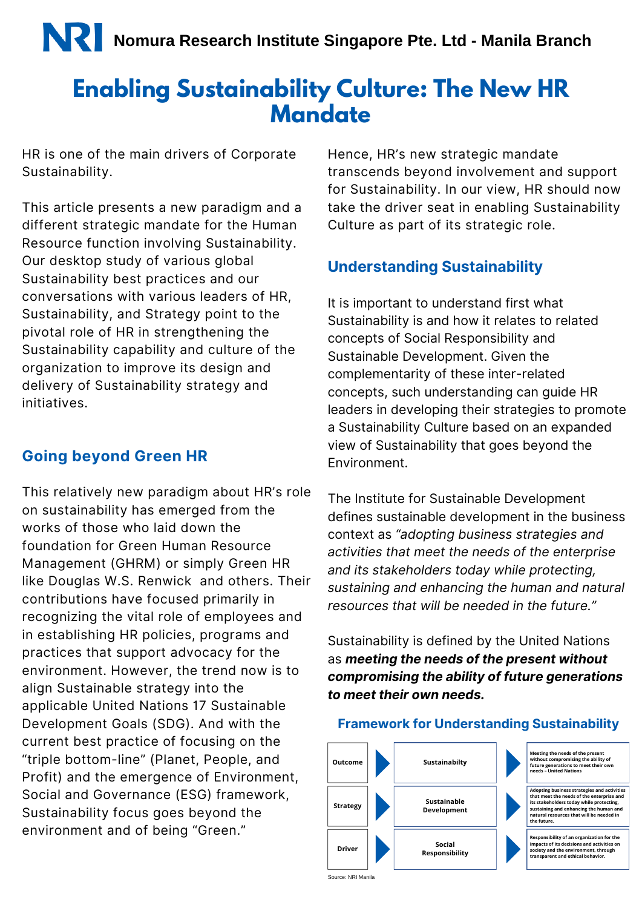# Nomura Research Institute Singapore Pte. Ltd - Manila Branch

# Enabling Sustainability Culture: The New HR Mandate

HR is one of the main drivers of Corporate Sustainability.

This article presents a new paradigm and a different strategic mandate for the Human Resource function involving Sustainability. Our desktop study of various global Sustainability best practices and our conversations with various leaders of HR, Sustainability, and Strategy point to the pivotal role of HR in strengthening the Sustainability capability and culture of the organization to improve its design and delivery of Sustainability strategy and initiatives.

## Going beyond Green HR

This relatively new paradigm about HR's role on sustainability has emerged from the works of those who laid down the foundation for Green Human Resource Management (GHRM) or simply Green HR like Douglas W.S. Renwick and others. Their contributions have focused primarily in recognizing the vital role of employees and in establishing HR policies, programs and practices that support advocacy for the environment. However, the trend now is to align Sustainable strategy into the applicable United Nations 17 Sustainable Development Goals (SDG). And with the current best practice of focusing on the "triple bottom-line" (Planet, People, and Profit) and the emergence of Environment, Social and Governance (ESG) framework, Sustainability focus goes beyond the environment and of being "Green."

Hence, HR's new strategic mandate transcends beyond involvement and support for Sustainability. In our view, HR should now take the driver seat in enabling Sustainability Culture as part of its strategic role.

## Understanding Sustainability

It is important to understand first what Sustainability is and how it relates to related concepts of Social Responsibility and Sustainable Development. Given the complementarity of these inter-related concepts, such understanding can guide HR leaders in developing their strategies to promote a Sustainability Culture based on an expanded view of Sustainability that goes beyond the Environment.

The Institute for Sustainable Development defines sustainable development in the business context as *"adopting business strategies and activities that meet the needs of the enterprise and its stakeholders today while protecting, sustaining and enhancing the human and natural resources that will be needed in the future."*

Sustainability is defined by the United Nations as ***meeting the needs of the present without compromising the ability of future generations to meet their own needs.***

### Framework for Understanding Sustainability

| | | |
|---|---|---|
| Outcome | Sustainabilty | Meeting the needs of the present without compromising the ability of future generations to meet their own needs – United Nations |
| Strategy | Sustainable Development | Adopting business strategies and activities that meet the needs of the enterprise and its stakeholders today while protecting, sustaining and enhancing the human and natural resources that will be needed in the future. |
| Driver | Social Responsibility | Responsibility of an organization for the impacts of its decisions and activities on society and the environment, through transparent and ethical behavior. |

Source: NRI Manila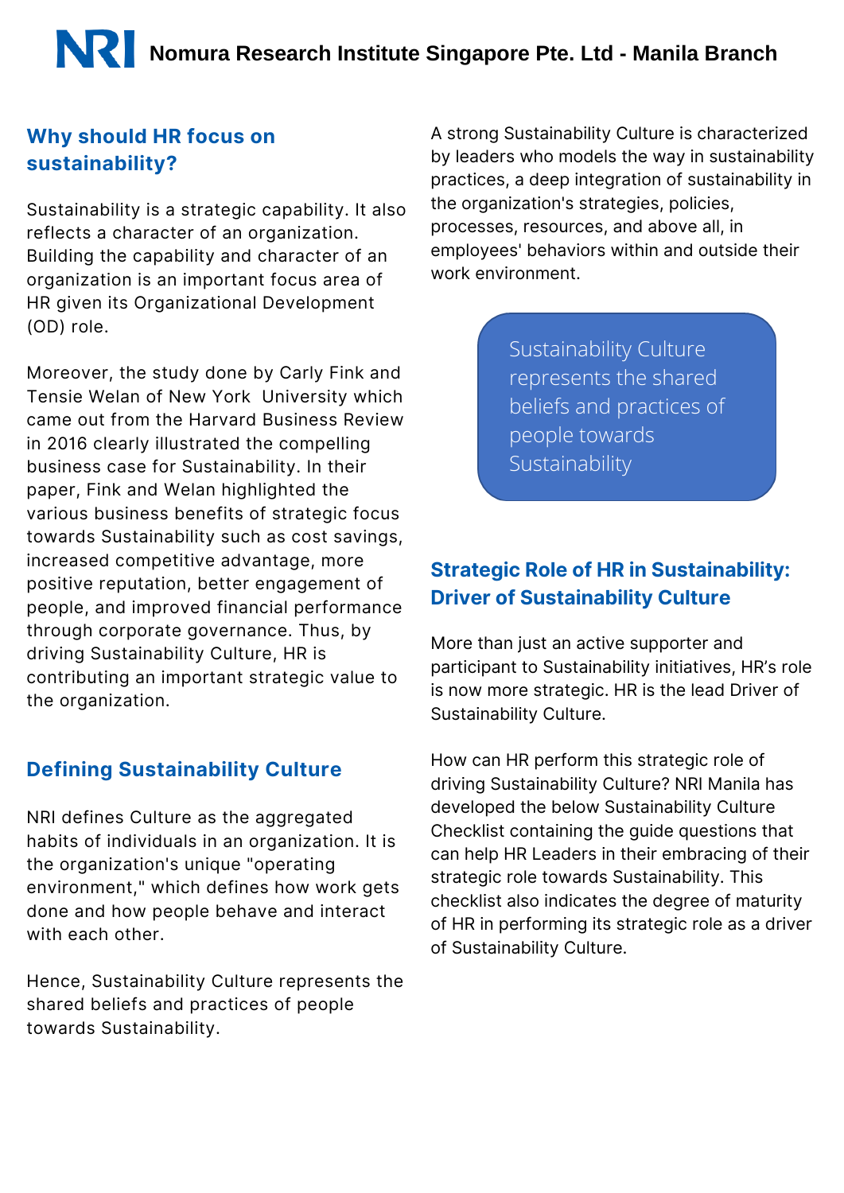## Why should HR focus on sustainability?

Sustainability is a strategic capability. It also reflects a character of an organization. Building the capability and character of an organization is an important focus area of HR given its Organizational Development (OD) role.

Moreover, the study done by Carly Fink and Tensie Welan of New York University which came out from the Harvard Business Review in 2016 clearly illustrated the compelling business case for Sustainability. In their paper, Fink and Welan highlighted the various business benefits of strategic focus towards Sustainability such as cost savings, increased competitive advantage, more positive reputation, better engagement of people, and improved financial performance through corporate governance. Thus, by driving Sustainability Culture, HR is contributing an important strategic value to the organization.

## Defining Sustainability Culture

NRI defines Culture as the aggregated habits of individuals in an organization. It is the organization's unique "operating environment," which defines how work gets done and how people behave and interact with each other.

Hence, Sustainability Culture represents the shared beliefs and practices of people towards Sustainability.

A strong Sustainability Culture is characterized by leaders who models the way in sustainability practices, a deep integration of sustainability in the organization's strategies, policies, processes, resources, and above all, in employees' behaviors within and outside their work environment.

> Sustainability Culture represents the shared beliefs and practices of people towards Sustainability

## Strategic Role of HR in Sustainability: Driver of Sustainability Culture

More than just an active supporter and participant to Sustainability initiatives, HR's role is now more strategic. HR is the lead Driver of Sustainability Culture.

How can HR perform this strategic role of driving Sustainability Culture? NRI Manila has developed the below Sustainability Culture Checklist containing the guide questions that can help HR Leaders in their embracing of their strategic role towards Sustainability. This checklist also indicates the degree of maturity of HR in performing its strategic role as a driver of Sustainability Culture.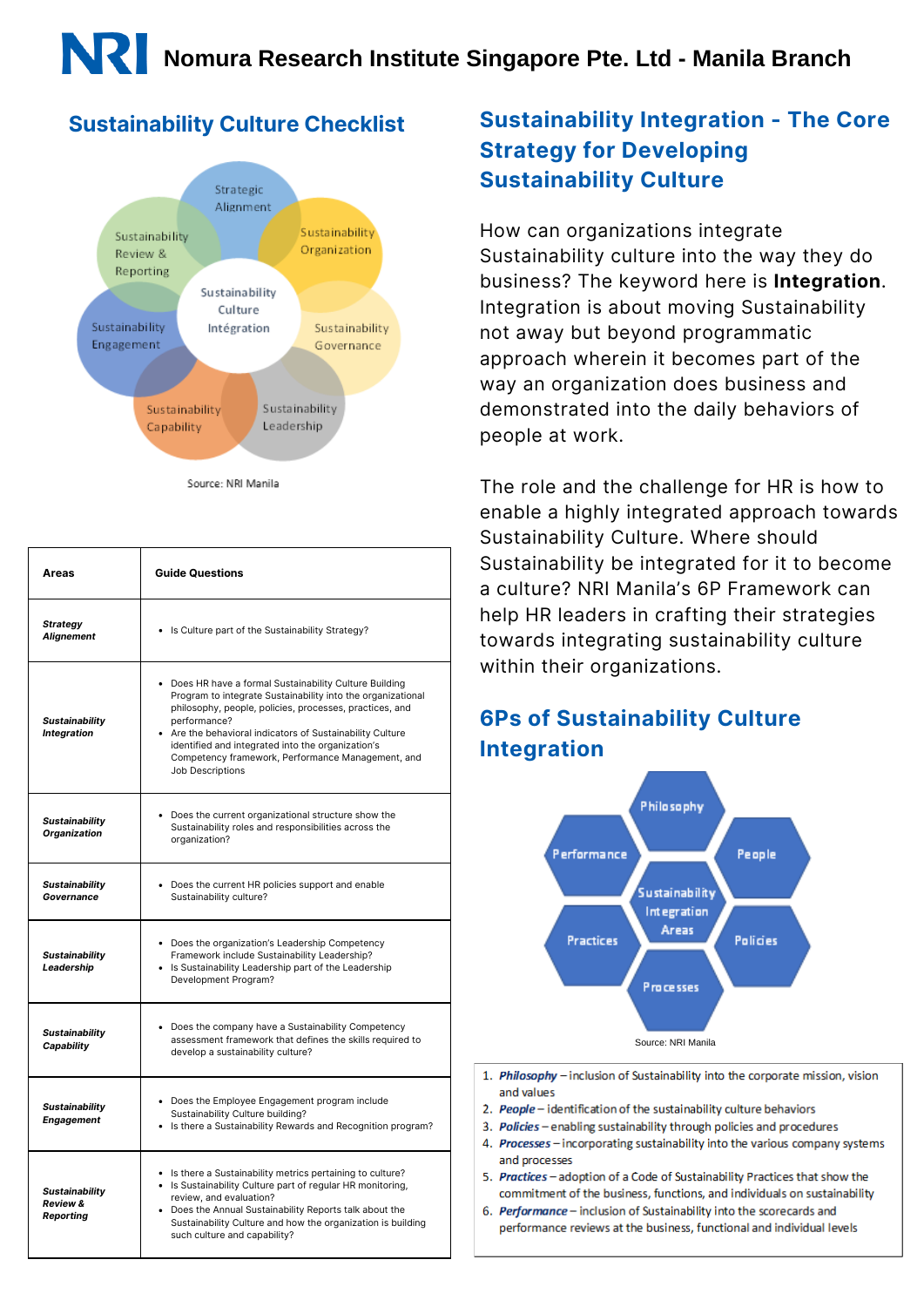# Nomura Research Institute Singapore Pte. Ltd - Manila Branch

## Sustainability Culture Checklist

Source: NRI Manila

| Areas | Guide Questions |
|---|---|
| ***Strategy Alignement*** | • Is Culture part of the Sustainability Strategy? |
| ***Sustainability Integration*** | • Does HR have a formal Sustainability Culture Building Program to integrate Sustainability into the organizational philosophy, people, policies, processes, practices, and performance? • Are the behavioral indicators of Sustainability Culture identified and integrated into the organization's Competency framework, Performance Management, and Job Descriptions |
| ***Sustainability Organization*** | • Does the current organizational structure show the Sustainability roles and responsibilities across the organization? |
| ***Sustainability Governance*** | • Does the current HR policies support and enable Sustainability culture? |
| ***Sustainability Leadership*** | • Does the organization's Leadership Competency Framework include Sustainability Leadership? • Is Sustainability Leadership part of the Leadership Development Program? |
| ***Sustainability Capability*** | • Does the company have a Sustainability Competency assessment framework that defines the skills required to develop a sustainability culture? |
| ***Sustainability Engagement*** | • Does the Employee Engagement program include Sustainability Culture building? • Is there a Sustainability Rewards and Recognition program? |
| ***Sustainability Review & Reporting*** | • Is there a Sustainability metrics pertaining to culture? • Is Sustainability Culture part of regular HR monitoring, review, and evaluation? • Does the Annual Sustainability Reports talk about the Sustainability Culture and how the organization is building such culture and capability? |

## Sustainability Integration - The Core Strategy for Developing Sustainability Culture

How can organizations integrate Sustainability culture into the way they do business? The keyword here is **Integration**. Integration is about moving Sustainability not away but beyond programmatic approach wherein it becomes part of the way an organization does business and demonstrated into the daily behaviors of people at work.

The role and the challenge for HR is how to enable a highly integrated approach towards Sustainability Culture. Where should Sustainability be integrated for it to become a culture? NRI Manila's 6P Framework can help HR leaders in crafting their strategies towards integrating sustainability culture within their organizations.

## 6Ps of Sustainability Culture Integration

Source: NRI Manila

1. ***Philosophy*** – inclusion of Sustainability into the corporate mission, vision and values
2. ***People*** – identification of the sustainability culture behaviors
3. ***Policies*** – enabling sustainability through policies and procedures
4. ***Processes*** – incorporating sustainability into the various company systems and processes
5. ***Practices*** – adoption of a Code of Sustainability Practices that show the commitment of the business, functions, and individuals on sustainability
6. ***Performance*** – inclusion of Sustainability into the scorecards and performance reviews at the business, functional and individual levels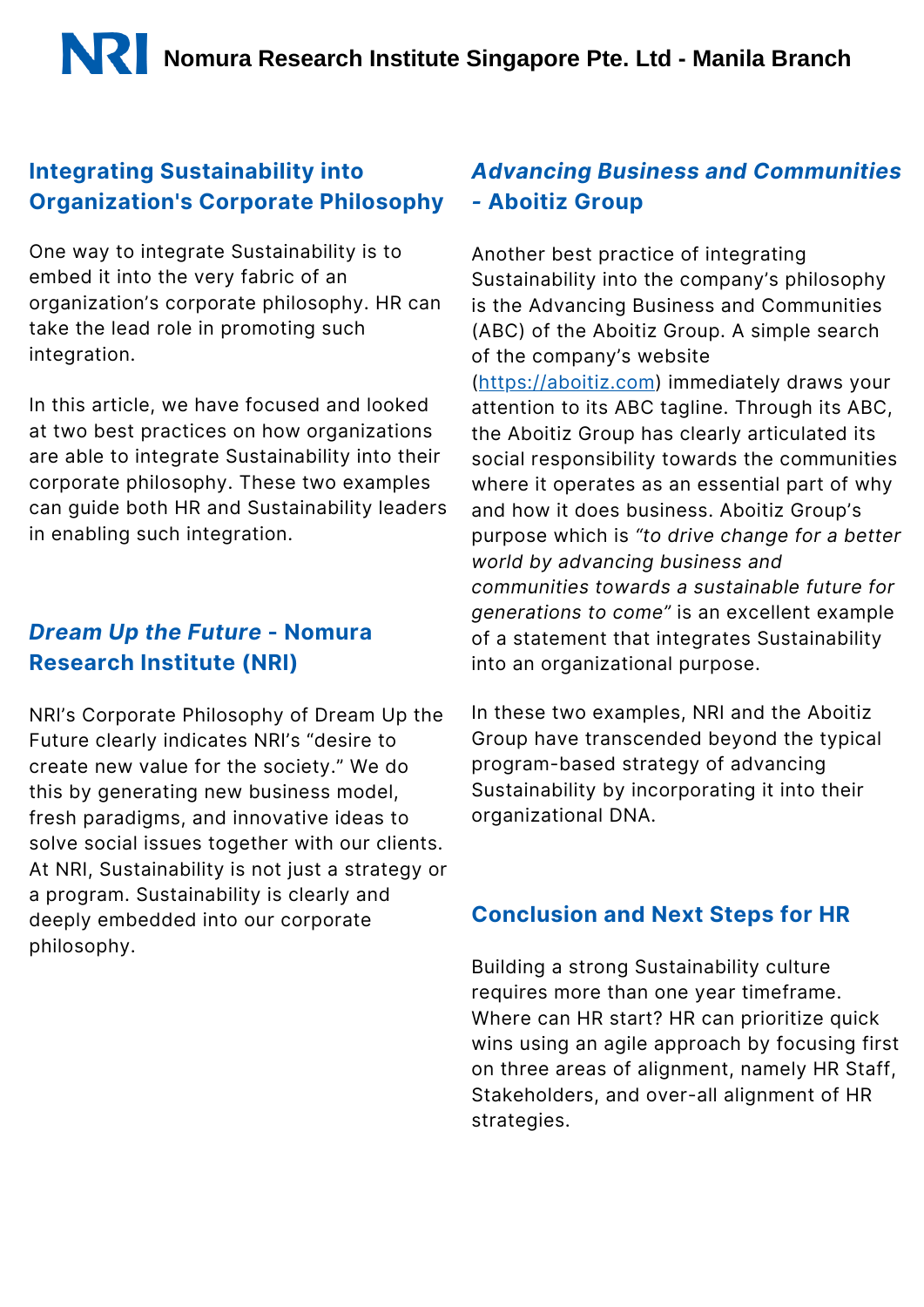## Integrating Sustainability into Organization's Corporate Philosophy

One way to integrate Sustainability is to embed it into the very fabric of an organization's corporate philosophy. HR can take the lead role in promoting such integration.

In this article, we have focused and looked at two best practices on how organizations are able to integrate Sustainability into their corporate philosophy. These two examples can guide both HR and Sustainability leaders in enabling such integration.

## *Dream Up the Future* - Nomura Research Institute (NRI)

NRI's Corporate Philosophy of Dream Up the Future clearly indicates NRI's "desire to create new value for the society." We do this by generating new business model, fresh paradigms, and innovative ideas to solve social issues together with our clients. At NRI, Sustainability is not just a strategy or a program. Sustainability is clearly and deeply embedded into our corporate philosophy.

## *Advancing Business and Communities* - Aboitiz Group

Another best practice of integrating Sustainability into the company's philosophy is the Advancing Business and Communities (ABC) of the Aboitiz Group. A simple search of the company's website (https://aboitiz.com) immediately draws your attention to its ABC tagline. Through its ABC, the Aboitiz Group has clearly articulated its social responsibility towards the communities where it operates as an essential part of why and how it does business. Aboitiz Group's purpose which is *"to drive change for a better world by advancing business and communities towards a sustainable future for generations to come"* is an excellent example of a statement that integrates Sustainability into an organizational purpose.

In these two examples, NRI and the Aboitiz Group have transcended beyond the typical program-based strategy of advancing Sustainability by incorporating it into their organizational DNA.

## Conclusion and Next Steps for HR

Building a strong Sustainability culture requires more than one year timeframe. Where can HR start? HR can prioritize quick wins using an agile approach by focusing first on three areas of alignment, namely HR Staff, Stakeholders, and over-all alignment of HR strategies.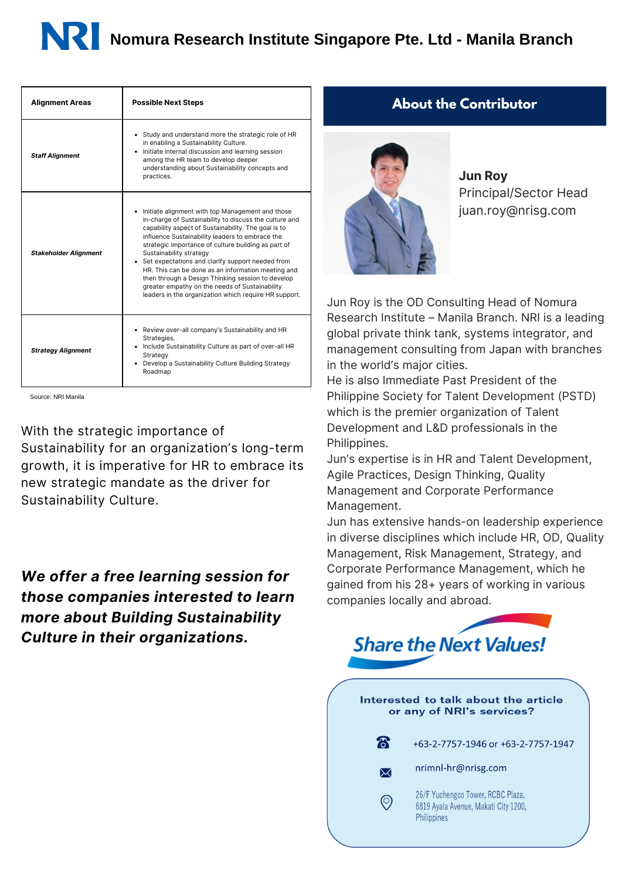# Nomura Research Institute Singapore Pte. Ltd - Manila Branch

| Alignment Areas | Possible Next Steps |
|---|---|
| ***Staff Alignment*** | • Study and understand more the strategic role of HR in enabling a Sustainability Culture.<br>• Initiate internal discussion and learning session among the HR team to develop deeper understanding about Sustainability concepts and practices. |
| ***Stakeholder Alignment*** | • Initiate alignment with top Management and those in-charge of Sustainability to discuss the culture and capability aspect of Sustainability. The goal is to influence Sustainability leaders to embrace the strategic importance of culture building as part of Sustainability strategy<br>• Set expectations and clarify support needed from HR. This can be done as an information meeting and then through a Design Thinking session to develop greater empathy on the needs of Sustainability leaders in the organization which require HR support. |
| ***Strategy Alignment*** | • Review over-all company's Sustainability and HR Strategies.<br>• Include Sustainability Culture as part of over-all HR Strategy<br>• Develop a Sustainability Culture Building Strategy Roadmap |

Source: NRI Manila

With the strategic importance of Sustainability for an organization's long-term growth, it is imperative for HR to embrace its new strategic mandate as the driver for Sustainability Culture.

***We offer a free learning session for those companies interested to learn more about Building Sustainability Culture in their organizations.***

## About the Contributor

**Jun Roy**
Principal/Sector Head
juan.roy@nrisg.com

Jun Roy is the OD Consulting Head of Nomura Research Institute – Manila Branch. NRI is a leading global private think tank, systems integrator, and management consulting from Japan with branches in the world's major cities.

He is also Immediate Past President of the Philippine Society for Talent Development (PSTD) which is the premier organization of Talent Development and L&D professionals in the Philippines.

Jun's expertise is in HR and Talent Development, Agile Practices, Design Thinking, Quality Management and Corporate Performance Management.

Jun has extensive hands-on leadership experience in diverse disciplines which include HR, OD, Quality Management, Risk Management, Strategy, and Corporate Performance Management, which he gained from his 28+ years of working in various companies locally and abroad.

*Share the Next Values!*

**Interested to talk about the article or any of NRI's services?**

+63-2-7757-1946 or +63-2-7757-1947

nrimnl-hr@nrisg.com

26/F Yuchengco Tower, RCBC Plaza, 6819 Ayala Avenue, Makati City 1200, Philippines